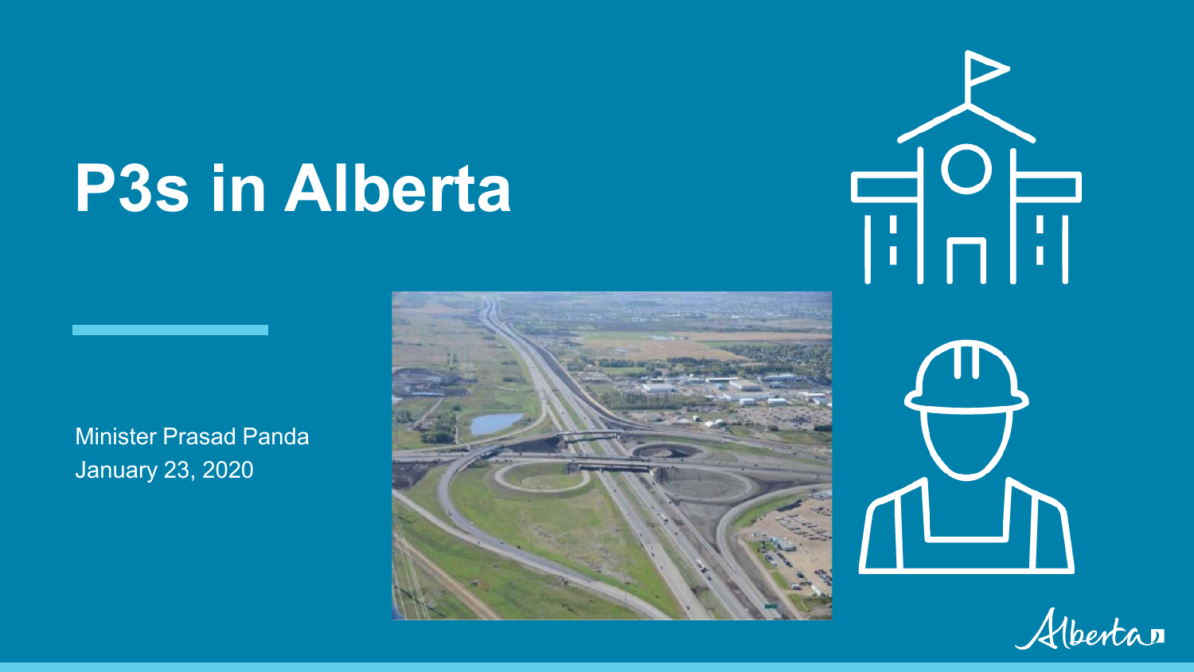# P3s in Alberta

Minister Prasad Panda
January 23, 2020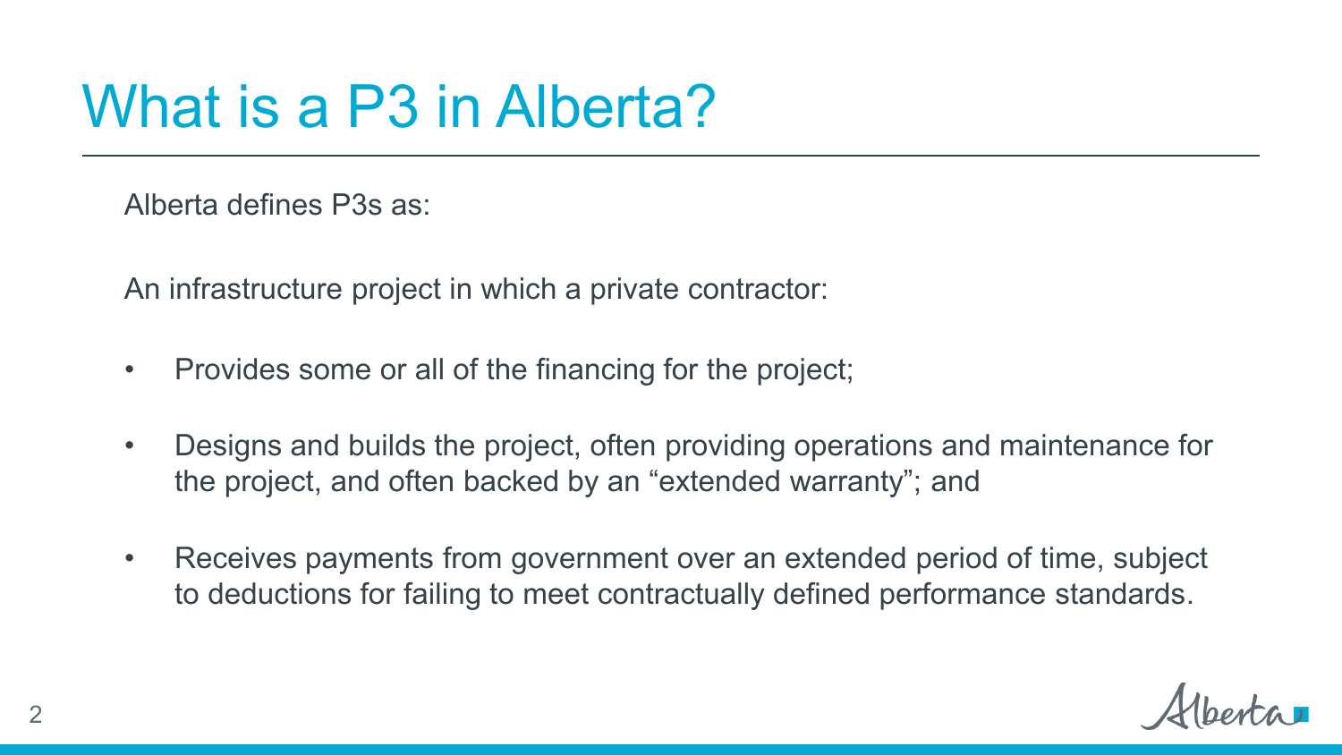# What is a P3 in Alberta?

Alberta defines P3s as:

An infrastructure project in which a private contractor:

- Provides some or all of the financing for the project;
- Designs and builds the project, often providing operations and maintenance for the project, and often backed by an "extended warranty"; and
- Receives payments from government over an extended period of time, subject to deductions for failing to meet contractually defined performance standards.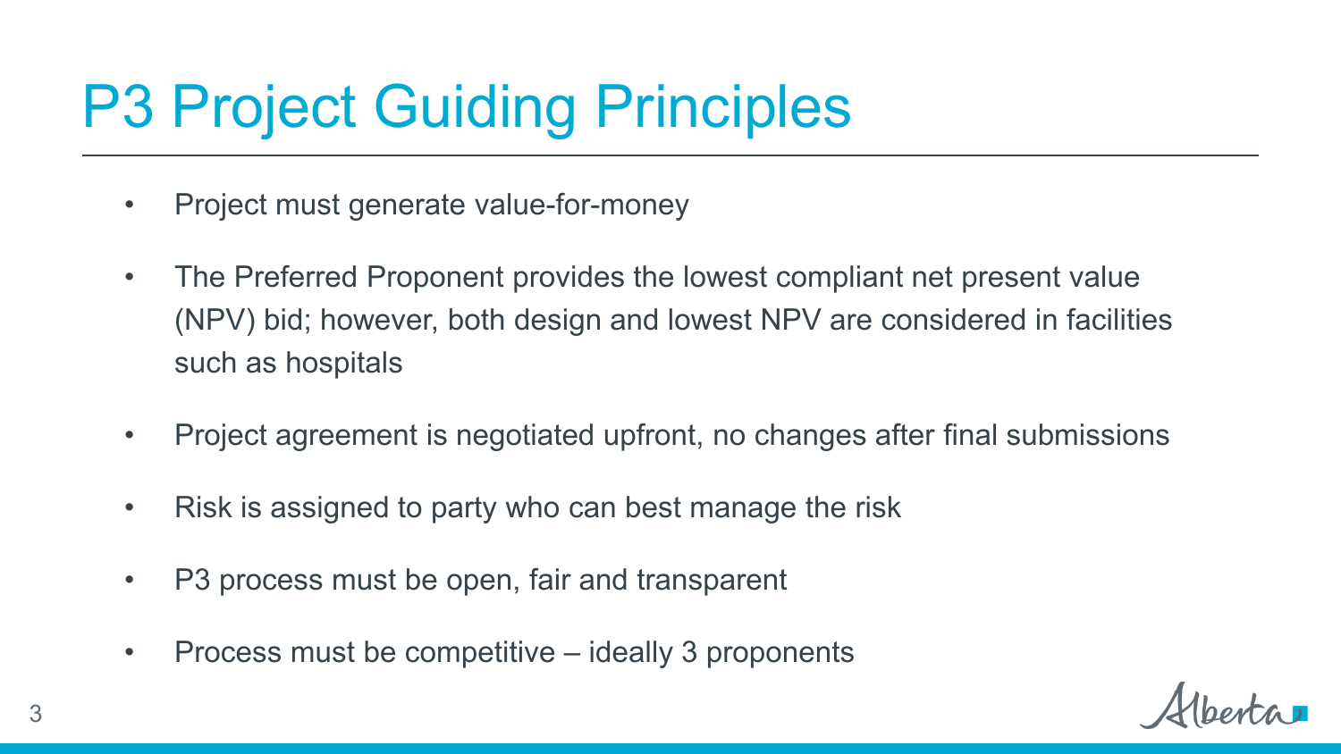# P3 Project Guiding Principles

- Project must generate value-for-money
- The Preferred Proponent provides the lowest compliant net present value (NPV) bid; however, both design and lowest NPV are considered in facilities such as hospitals
- Project agreement is negotiated upfront, no changes after final submissions
- Risk is assigned to party who can best manage the risk
- P3 process must be open, fair and transparent
- Process must be competitive – ideally 3 proponents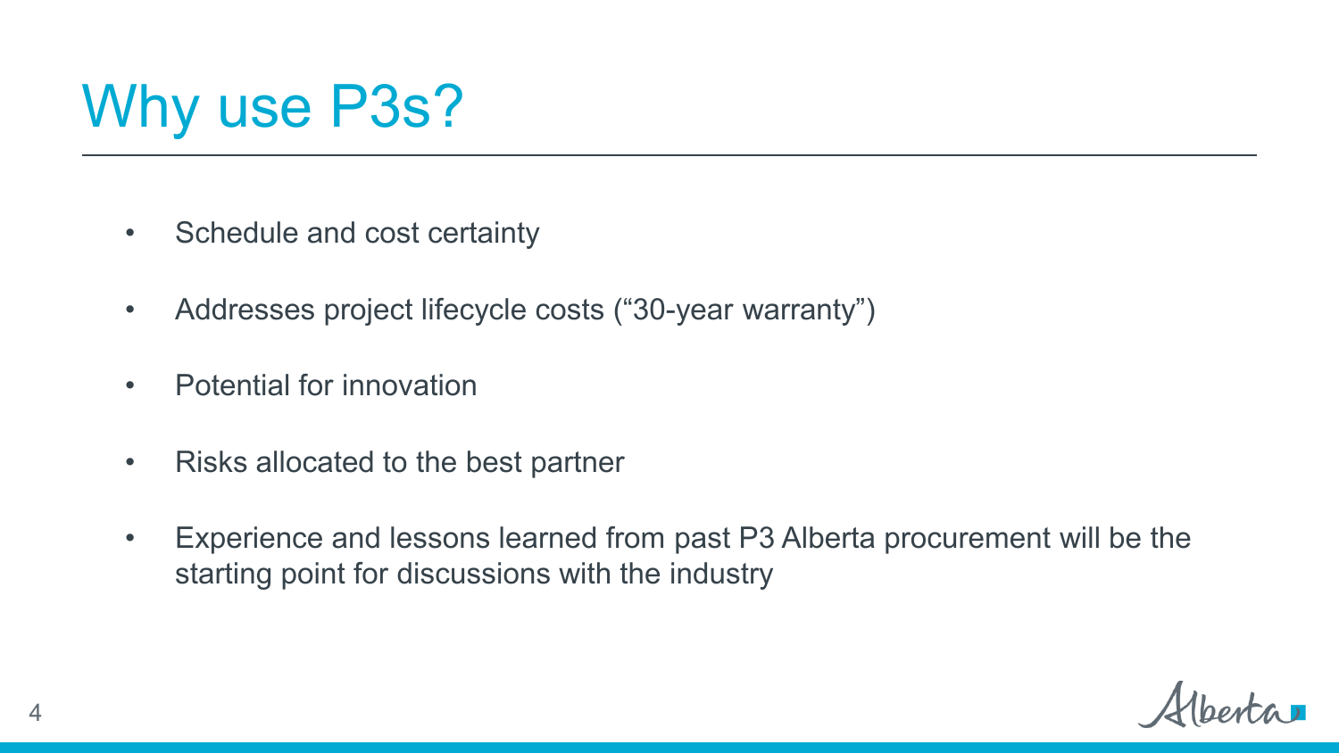# Why use P3s?

- Schedule and cost certainty
- Addresses project lifecycle costs (“30-year warranty”)
- Potential for innovation
- Risks allocated to the best partner
- Experience and lessons learned from past P3 Alberta procurement will be the starting point for discussions with the industry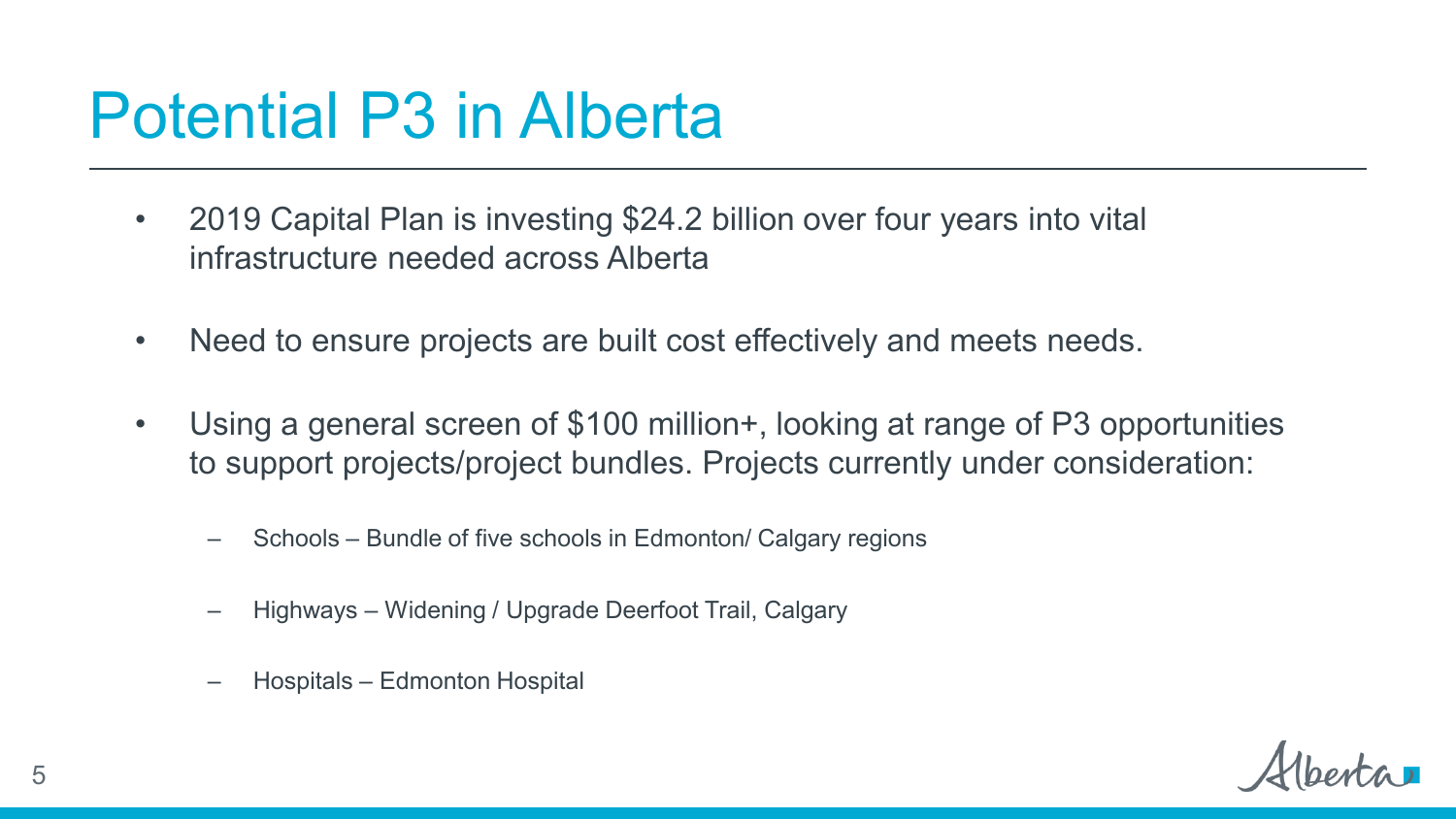# Potential P3 in Alberta

- 2019 Capital Plan is investing $24.2 billion over four years into vital infrastructure needed across Alberta
- Need to ensure projects are built cost effectively and meets needs.
- Using a general screen of $100 million+, looking at range of P3 opportunities to support projects/project bundles. Projects currently under consideration:
  - Schools – Bundle of five schools in Edmonton/ Calgary regions
  - Highways – Widening / Upgrade Deerfoot Trail, Calgary
  - Hospitals – Edmonton Hospital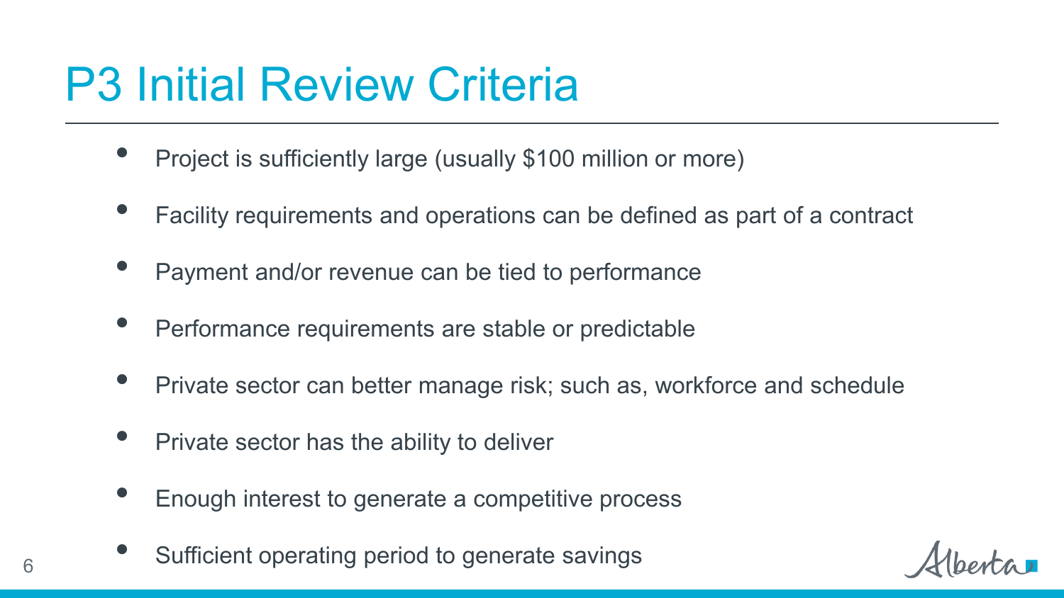# P3 Initial Review Criteria

- Project is sufficiently large (usually $100 million or more)
- Facility requirements and operations can be defined as part of a contract
- Payment and/or revenue can be tied to performance
- Performance requirements are stable or predictable
- Private sector can better manage risk; such as, workforce and schedule
- Private sector has the ability to deliver
- Enough interest to generate a competitive process
- Sufficient operating period to generate savings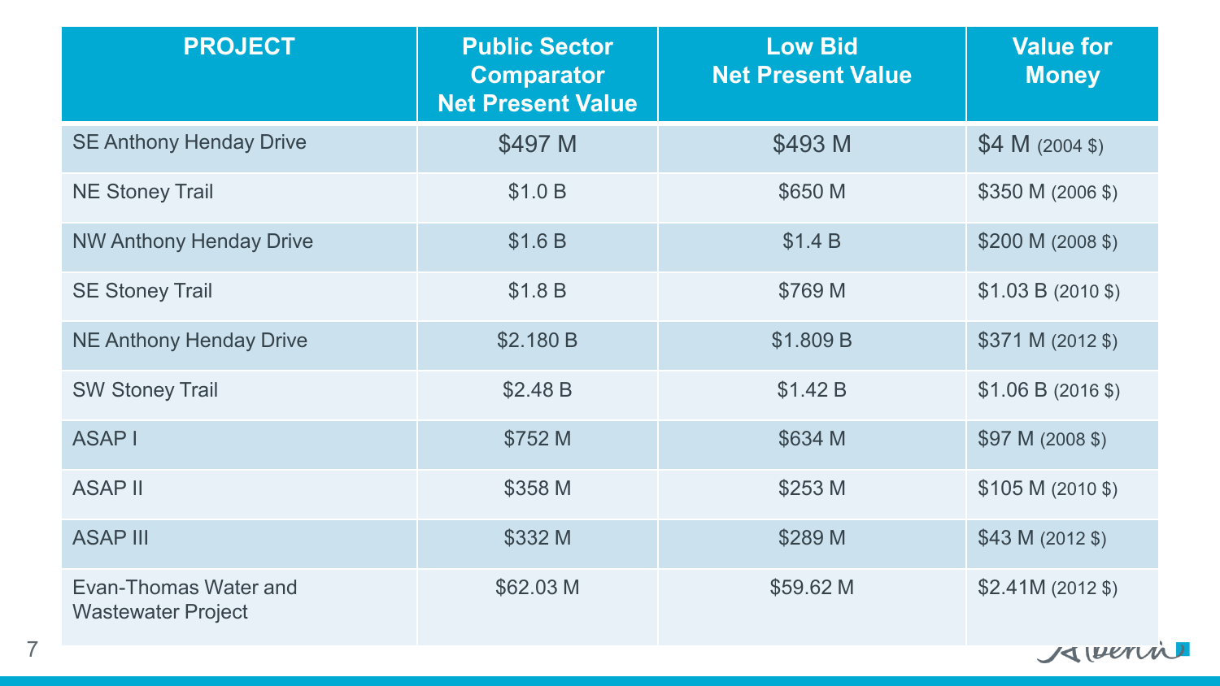| PROJECT | Public Sector Comparator Net Present Value | Low Bid Net Present Value | Value for Money |
|---|---|---|---|
| SE Anthony Henday Drive | $497 M | $493 M | $4 M (2004 $) |
| NE Stoney Trail | $1.0 B | $650 M | $350 M (2006 $) |
| NW Anthony Henday Drive | $1.6 B | $1.4 B | $200 M (2008 $) |
| SE Stoney Trail | $1.8 B | $769 M | $1.03 B (2010 $) |
| NE Anthony Henday Drive | $2.180 B | $1.809 B | $371 M (2012 $) |
| SW Stoney Trail | $2.48 B | $1.42 B | $1.06 B (2016 $) |
| ASAP I | $752 M | $634 M | $97 M (2008 $) |
| ASAP II | $358 M | $253 M | $105 M (2010 $) |
| ASAP III | $332 M | $289 M | $43 M (2012 $) |
| Evan-Thomas Water and Wastewater Project | $62.03 M | $59.62 M | $2.41M (2012 $) |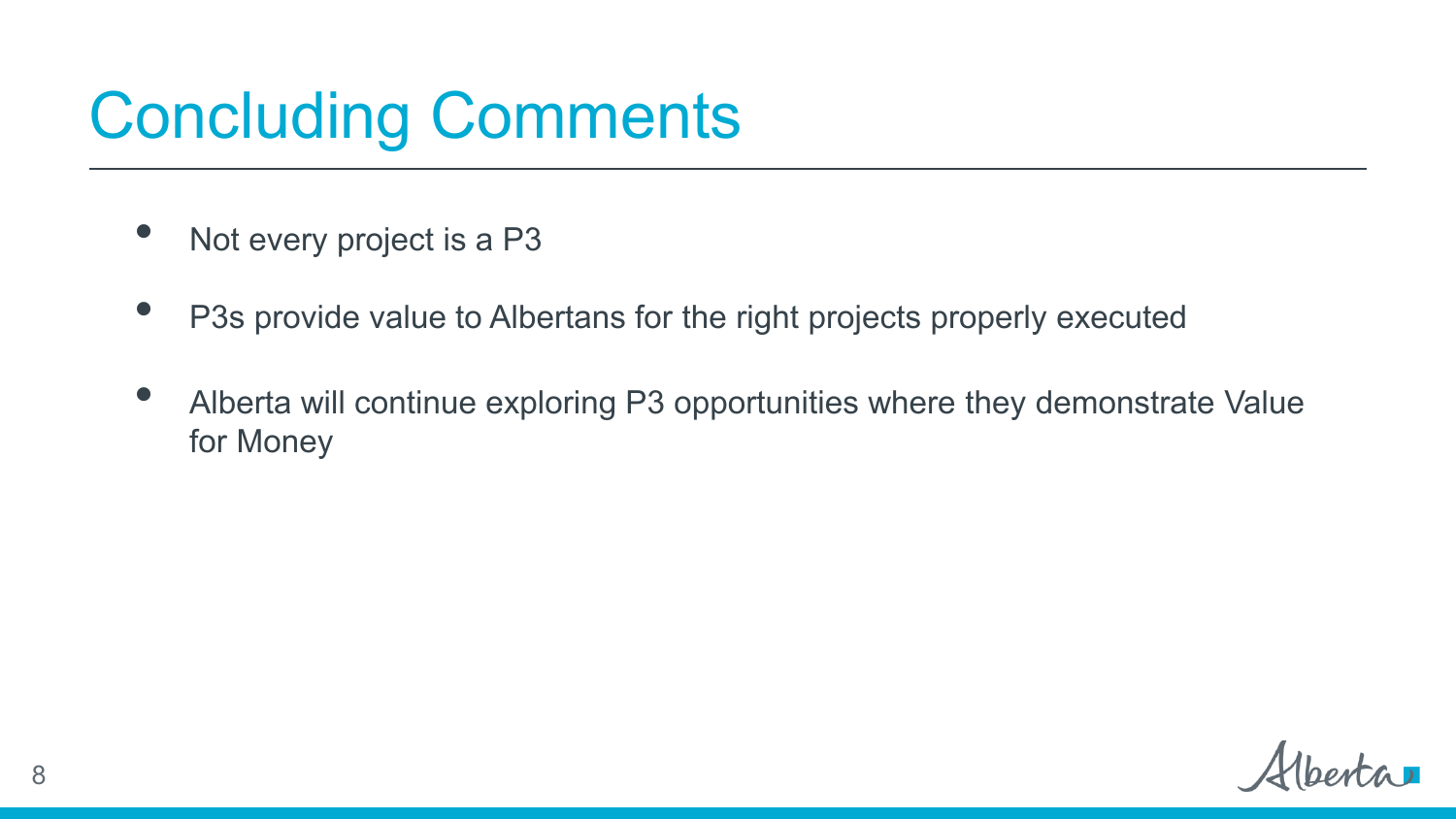# Concluding Comments

- Not every project is a P3
- P3s provide value to Albertans for the right projects properly executed
- Alberta will continue exploring P3 opportunities where they demonstrate Value for Money